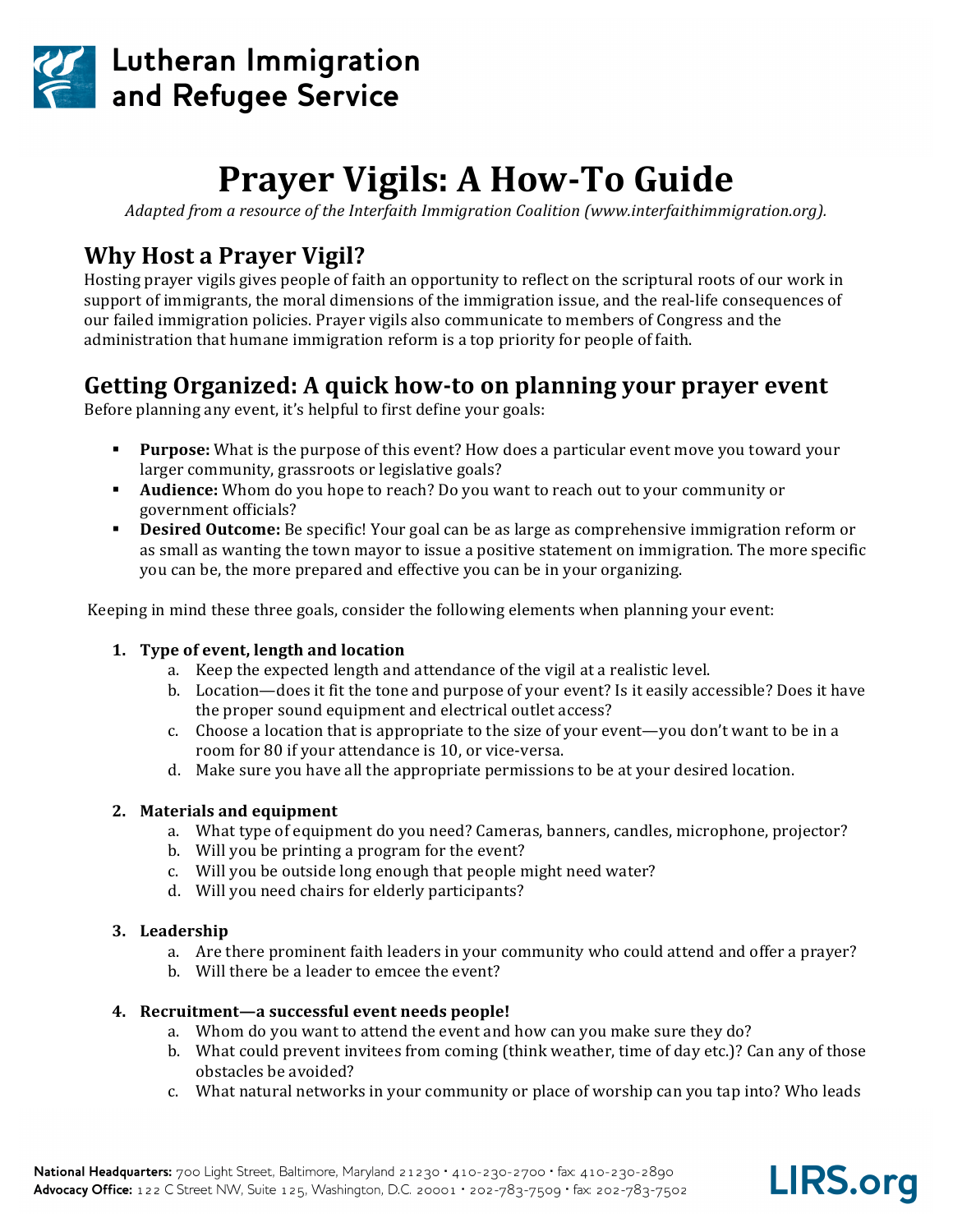Lutheran Immigration and Refugee Service

# Prayer Vigils: A How-To Guide

*Adapted from a resource of the Interfaith Immigration Coalition (www.interfaithimmigration.org).*

## Why Host a Prayer Vigil?

Hosting prayer vigils gives people of faith an opportunity to reflect on the scriptural roots of our work in support of immigrants, the moral dimensions of the immigration issue, and the real-life consequences of our failed immigration policies. Prayer vigils also communicate to members of Congress and the administration that humane immigration reform is a top priority for people of faith.

## Getting Organized: A quick how-to on planning your prayer event

Before planning any event, it's helpful to first define your goals:

- **Purpose:** What is the purpose of this event? How does a particular event move you toward your larger community, grassroots or legislative goals?
- **Audience:** Whom do you hope to reach? Do you want to reach out to your community or government officials?
- **Desired Outcome:** Be specific! Your goal can be as large as comprehensive immigration reform or as small as wanting the town mayor to issue a positive statement on immigration. The more specific you can be, the more prepared and effective you can be in your organizing.

Keeping in mind these three goals, consider the following elements when planning your event:

1. **Type of event, length and location**
   a. Keep the expected length and attendance of the vigil at a realistic level.
   b. Location—does it fit the tone and purpose of your event? Is it easily accessible? Does it have the proper sound equipment and electrical outlet access?
   c. Choose a location that is appropriate to the size of your event—you don't want to be in a room for 80 if your attendance is 10, or vice-versa.
   d. Make sure you have all the appropriate permissions to be at your desired location.

2. **Materials and equipment**
   a. What type of equipment do you need? Cameras, banners, candles, microphone, projector?
   b. Will you be printing a program for the event?
   c. Will you be outside long enough that people might need water?
   d. Will you need chairs for elderly participants?

3. **Leadership**
   a. Are there prominent faith leaders in your community who could attend and offer a prayer?
   b. Will there be a leader to emcee the event?

4. **Recruitment—a successful event needs people!**
   a. Whom do you want to attend the event and how can you make sure they do?
   b. What could prevent invitees from coming (think weather, time of day etc.)? Can any of those obstacles be avoided?
   c. What natural networks in your community or place of worship can you tap into? Who leads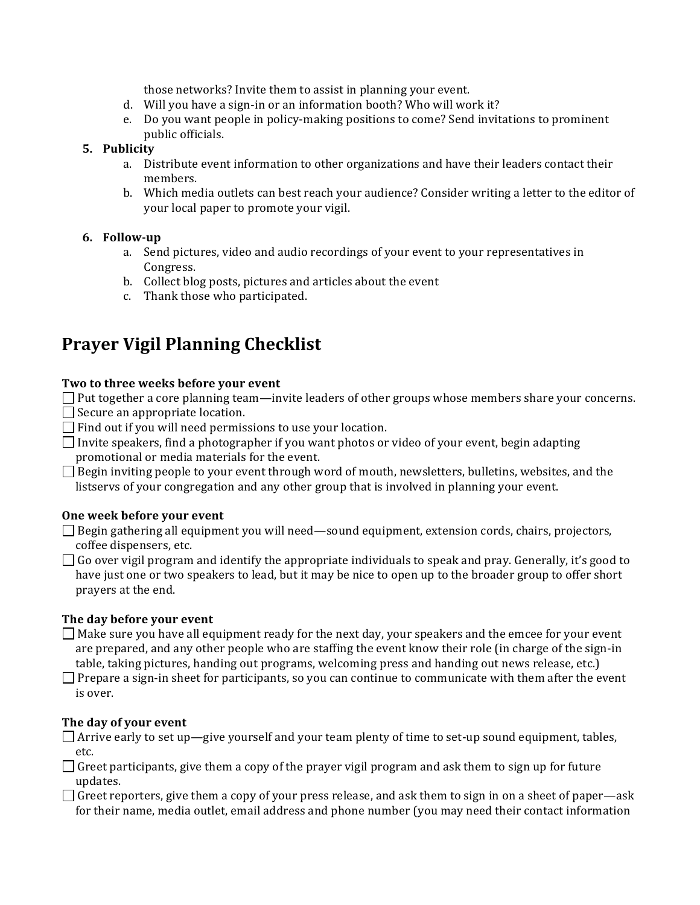those networks? Invite them to assist in planning your event.

   d. Will you have a sign-in or an information booth? Who will work it?
   e. Do you want people in policy-making positions to come? Send invitations to prominent public officials.

5. **Publicity**
   a. Distribute event information to other organizations and have their leaders contact their members.
   b. Which media outlets can best reach your audience? Consider writing a letter to the editor of your local paper to promote your vigil.

6. **Follow-up**
   a. Send pictures, video and audio recordings of your event to your representatives in Congress.
   b. Collect blog posts, pictures and articles about the event
   c. Thank those who participated.

# Prayer Vigil Planning Checklist

**Two to three weeks before your event**

- [ ] Put together a core planning team—invite leaders of other groups whose members share your concerns.
- [ ] Secure an appropriate location.
- [ ] Find out if you will need permissions to use your location.
- [ ] Invite speakers, find a photographer if you want photos or video of your event, begin adapting promotional or media materials for the event.
- [ ] Begin inviting people to your event through word of mouth, newsletters, bulletins, websites, and the listservs of your congregation and any other group that is involved in planning your event.

**One week before your event**

- [ ] Begin gathering all equipment you will need—sound equipment, extension cords, chairs, projectors, coffee dispensers, etc.
- [ ] Go over vigil program and identify the appropriate individuals to speak and pray. Generally, it's good to have just one or two speakers to lead, but it may be nice to open up to the broader group to offer short prayers at the end.

**The day before your event**

- [ ] Make sure you have all equipment ready for the next day, your speakers and the emcee for your event are prepared, and any other people who are staffing the event know their role (in charge of the sign-in table, taking pictures, handing out programs, welcoming press and handing out news release, etc.)
- [ ] Prepare a sign-in sheet for participants, so you can continue to communicate with them after the event is over.

**The day of your event**

- [ ] Arrive early to set up—give yourself and your team plenty of time to set-up sound equipment, tables, etc.
- [ ] Greet participants, give them a copy of the prayer vigil program and ask them to sign up for future updates.
- [ ] Greet reporters, give them a copy of your press release, and ask them to sign in on a sheet of paper—ask for their name, media outlet, email address and phone number (you may need their contact information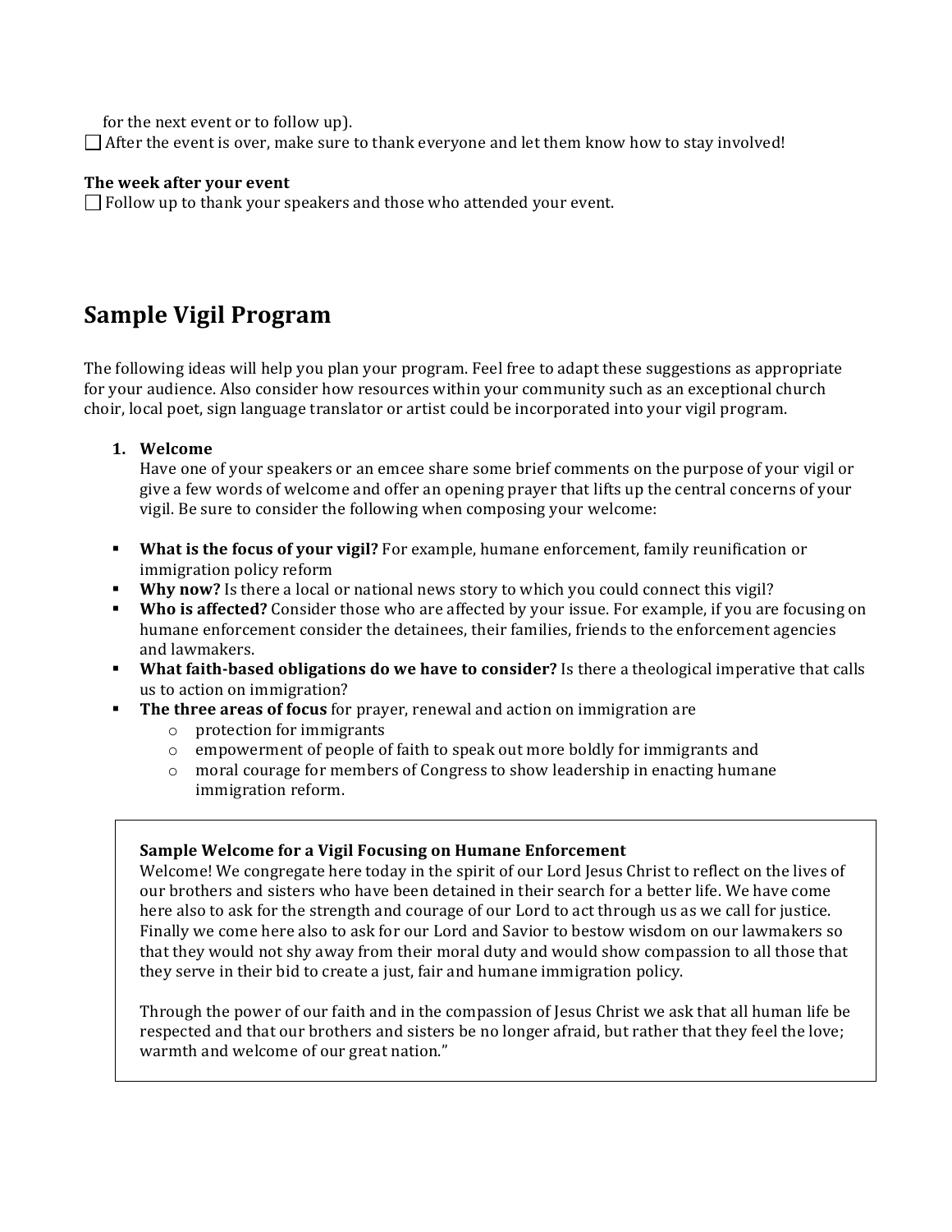for the next event or to follow up).

- [ ] After the event is over, make sure to thank everyone and let them know how to stay involved!

**The week after your event**

- [ ] Follow up to thank your speakers and those who attended your event.

## Sample Vigil Program

The following ideas will help you plan your program. Feel free to adapt these suggestions as appropriate for your audience. Also consider how resources within your community such as an exceptional church choir, local poet, sign language translator or artist could be incorporated into your vigil program.

1. **Welcome**
   Have one of your speakers or an emcee share some brief comments on the purpose of your vigil or give a few words of welcome and offer an opening prayer that lifts up the central concerns of your vigil. Be sure to consider the following when composing your welcome:

- **What is the focus of your vigil?** For example, humane enforcement, family reunification or immigration policy reform
- **Why now?** Is there a local or national news story to which you could connect this vigil?
- **Who is affected?** Consider those who are affected by your issue. For example, if you are focusing on humane enforcement consider the detainees, their families, friends to the enforcement agencies and lawmakers.
- **What faith-based obligations do we have to consider?** Is there a theological imperative that calls us to action on immigration?
- **The three areas of focus** for prayer, renewal and action on immigration are
  - protection for immigrants
  - empowerment of people of faith to speak out more boldly for immigrants and
  - moral courage for members of Congress to show leadership in enacting humane immigration reform.

> **Sample Welcome for a Vigil Focusing on Humane Enforcement**
> Welcome! We congregate here today in the spirit of our Lord Jesus Christ to reflect on the lives of our brothers and sisters who have been detained in their search for a better life. We have come here also to ask for the strength and courage of our Lord to act through us as we call for justice. Finally we come here also to ask for our Lord and Savior to bestow wisdom on our lawmakers so that they would not shy away from their moral duty and would show compassion to all those that they serve in their bid to create a just, fair and humane immigration policy.
>
> Through the power of our faith and in the compassion of Jesus Christ we ask that all human life be respected and that our brothers and sisters be no longer afraid, but rather that they feel the love; warmth and welcome of our great nation."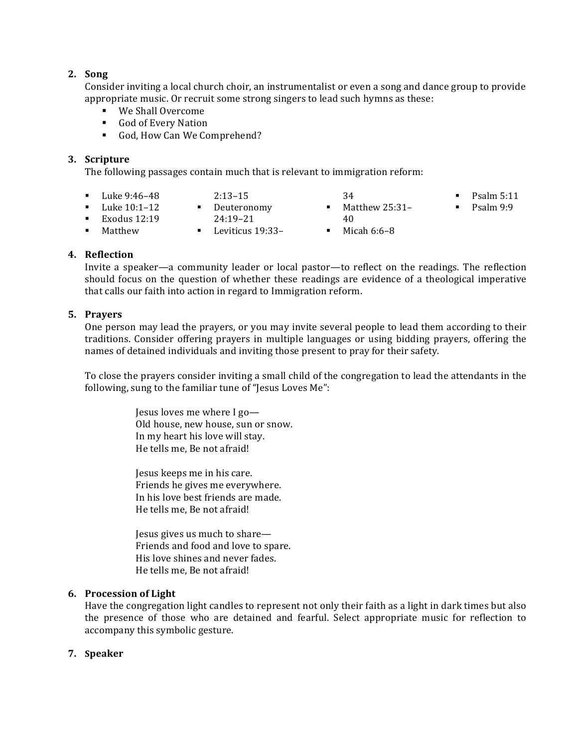2. **Song**
   Consider inviting a local church choir, an instrumentalist or even a song and dance group to provide appropriate music. Or recruit some strong singers to lead such hymns as these:
   - We Shall Overcome
   - God of Every Nation
   - God, How Can We Comprehend?

3. **Scripture**
   The following passages contain much that is relevant to immigration reform:

   - Luke 9:46–48
   - Luke 10:1–12
   - Exodus 12:19
   - Matthew 2:13–15
   - Deuteronomy 24:19–21
   - Leviticus 19:33–34
   - Matthew 25:31–40
   - Micah 6:6–8
   - Psalm 5:11
   - Psalm 9:9

4. **Reflection**
   Invite a speaker—a community leader or local pastor—to reflect on the readings. The reflection should focus on the question of whether these readings are evidence of a theological imperative that calls our faith into action in regard to Immigration reform.

5. **Prayers**
   One person may lead the prayers, or you may invite several people to lead them according to their traditions. Consider offering prayers in multiple languages or using bidding prayers, offering the names of detained individuals and inviting those present to pray for their safety.

   To close the prayers consider inviting a small child of the congregation to lead the attendants in the following, sung to the familiar tune of "Jesus Loves Me":

   Jesus loves me where I go—
   Old house, new house, sun or snow.
   In my heart his love will stay.
   He tells me, Be not afraid!

   Jesus keeps me in his care.
   Friends he gives me everywhere.
   In his love best friends are made.
   He tells me, Be not afraid!

   Jesus gives us much to share—
   Friends and food and love to spare.
   His love shines and never fades.
   He tells me, Be not afraid!

6. **Procession of Light**
   Have the congregation light candles to represent not only their faith as a light in dark times but also the presence of those who are detained and fearful. Select appropriate music for reflection to accompany this symbolic gesture.

7. **Speaker**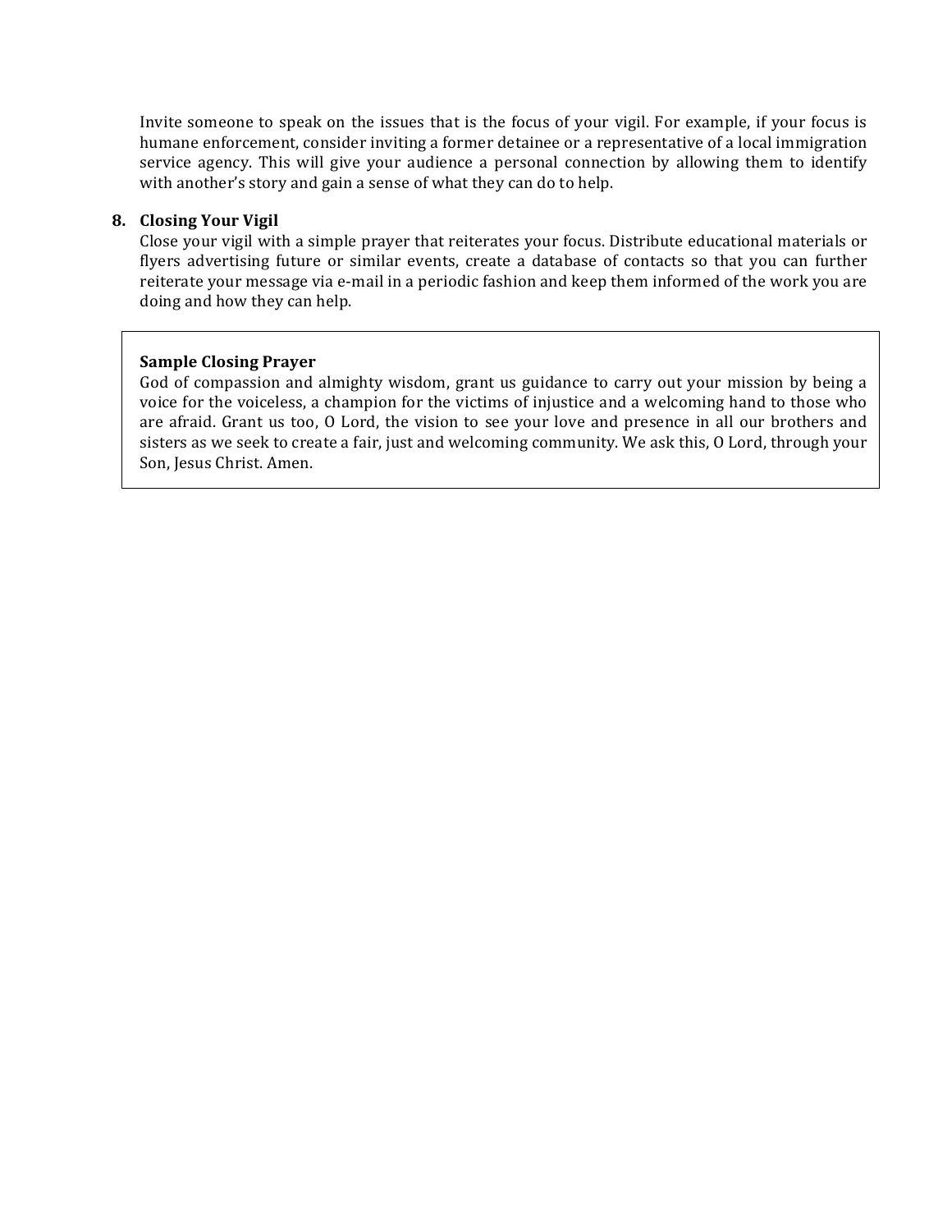Invite someone to speak on the issues that is the focus of your vigil. For example, if your focus is humane enforcement, consider inviting a former detainee or a representative of a local immigration service agency. This will give your audience a personal connection by allowing them to identify with another's story and gain a sense of what they can do to help.

8. **Closing Your Vigil**
   Close your vigil with a simple prayer that reiterates your focus. Distribute educational materials or flyers advertising future or similar events, create a database of contacts so that you can further reiterate your message via e-mail in a periodic fashion and keep them informed of the work you are doing and how they can help.

> **Sample Closing Prayer**
> God of compassion and almighty wisdom, grant us guidance to carry out your mission by being a voice for the voiceless, a champion for the victims of injustice and a welcoming hand to those who are afraid. Grant us too, O Lord, the vision to see your love and presence in all our brothers and sisters as we seek to create a fair, just and welcoming community. We ask this, O Lord, through your Son, Jesus Christ. Amen.